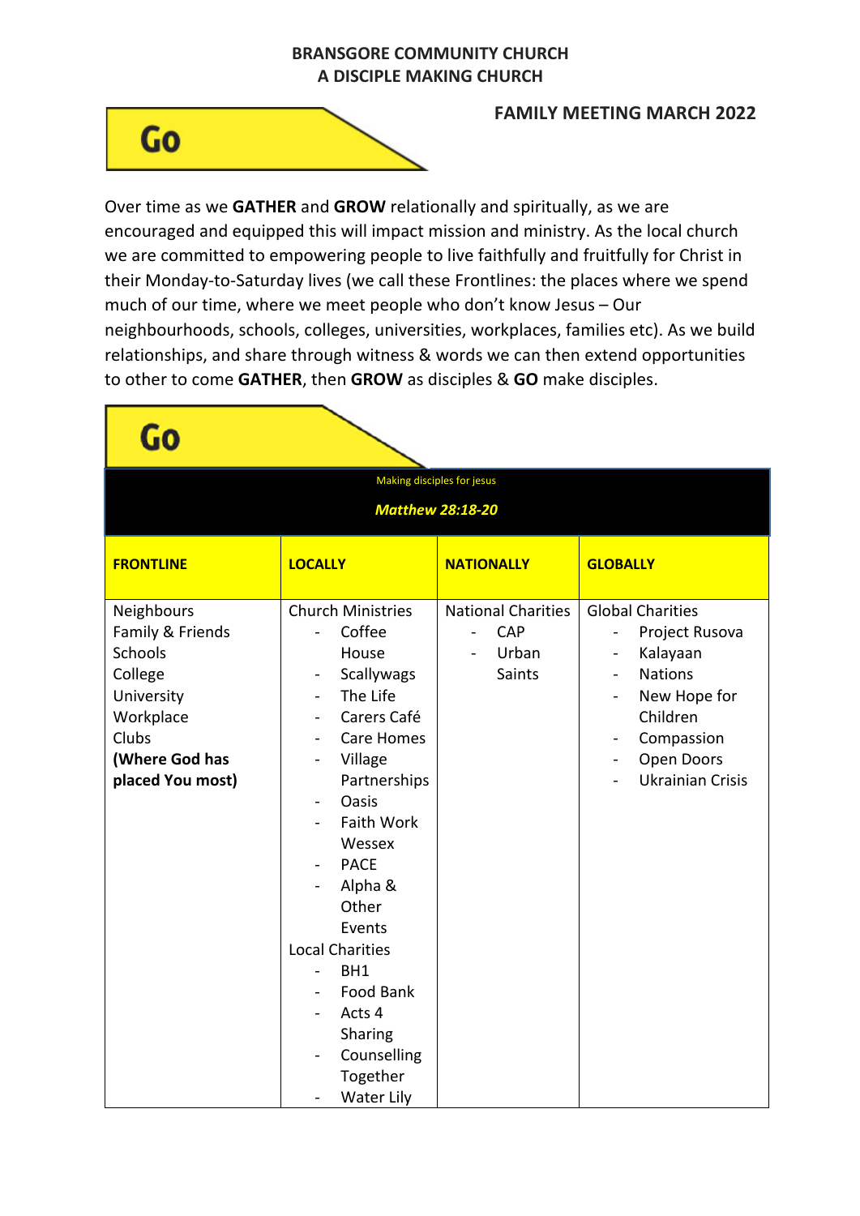**BRANSGORE COMMUNITY CHURCH**
**A DISCIPLE MAKING CHURCH**

## Go

**FAMILY MEETING MARCH 2022**

Over time as we **GATHER** and **GROW** relationally and spiritually, as we are encouraged and equipped this will impact mission and ministry. As the local church we are committed to empowering people to live faithfully and fruitfully for Christ in their Monday-to-Saturday lives (we call these Frontlines: the places where we spend much of our time, where we meet people who don't know Jesus – Our neighbourhoods, schools, colleges, universities, workplaces, families etc). As we build relationships, and share through witness & words we can then extend opportunities to other to come **GATHER**, then **GROW** as disciples & **GO** make disciples.

## Go

Making disciples for jesus

***Matthew 28:18-20***

| **FRONTLINE** | **LOCALLY** | **NATIONALLY** | **GLOBALLY** |
|---|---|---|---|
| Neighbours<br>Family & Friends<br>Schools<br>College<br>University<br>Workplace<br>Clubs<br>**(Where God has placed You most)** | Church Ministries<br>- Coffee House<br>- Scallywags<br>- The Life<br>- Carers Café<br>- Care Homes<br>- Village Partnerships<br>- Oasis<br>- Faith Work Wessex<br>- PACE<br>- Alpha & Other Events<br>Local Charities<br>- BH1<br>- Food Bank<br>- Acts 4 Sharing<br>- Counselling Together<br>- Water Lily | National Charities<br>- CAP<br>- Urban Saints | Global Charities<br>- Project Rusova<br>- Kalayaan<br>- Nations<br>- New Hope for Children<br>- Compassion<br>- Open Doors<br>- Ukrainian Crisis |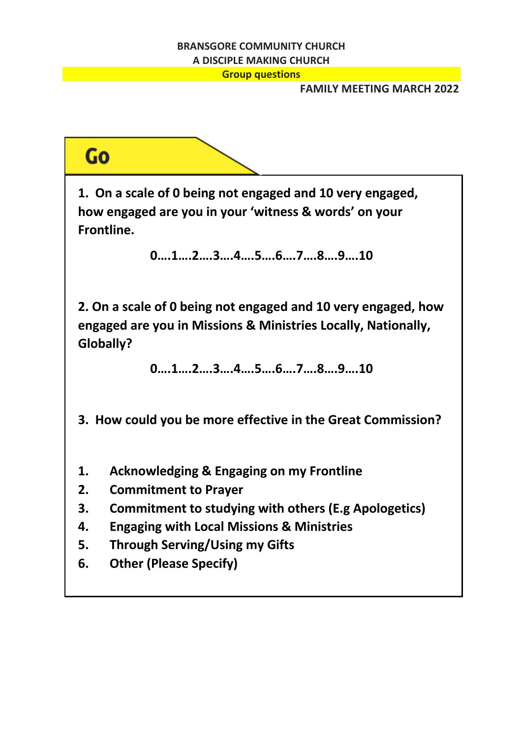**BRANSGORE COMMUNITY CHURCH**

**A DISCIPLE MAKING CHURCH**

**Group questions**

**FAMILY MEETING MARCH 2022**

## Go

**1. On a scale of 0 being not engaged and 10 very engaged, how engaged are you in your 'witness & words' on your Frontline.**

**0….1….2….3….4….5….6….7….8….9….10**

**2. On a scale of 0 being not engaged and 10 very engaged, how engaged are you in Missions & Ministries Locally, Nationally, Globally?**

**0….1….2….3….4….5….6….7….8….9….10**

**3. How could you be more effective in the Great Commission?**

1. **Acknowledging & Engaging on my Frontline**
2. **Commitment to Prayer**
3. **Commitment to studying with others (E.g Apologetics)**
4. **Engaging with Local Missions & Ministries**
5. **Through Serving/Using my Gifts**
6. **Other (Please Specify)**